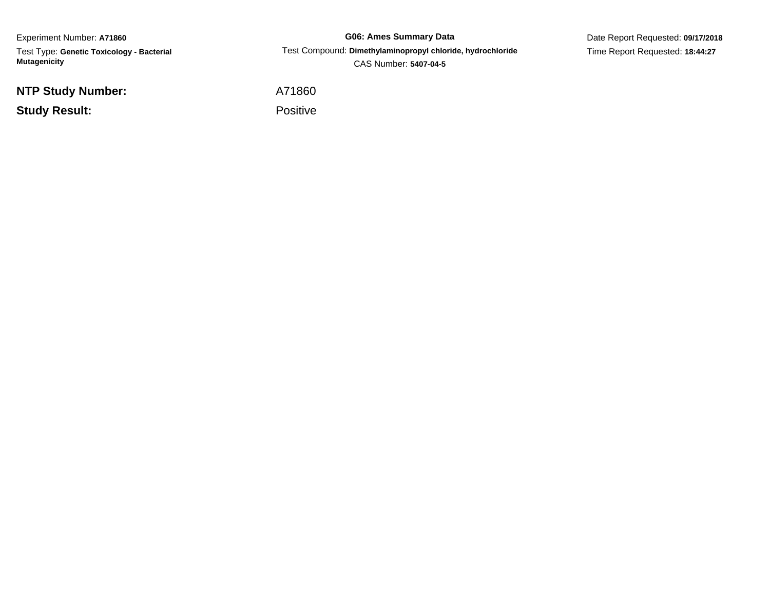Experiment Number: **A71860**

Test Type: **Genetic Toxicology - Bacterial Mutagenicity**

**G06: Ames Summary Data**

Test Compound: **Dimethylaminopropyl chloride, hydrochloride**

CAS Number: **5407-04-5**

Date Report Requested: **09/17/2018**

Time Report Requested: **18:44:27**

**NTP Study Number:** A71860

**Study Result:** Positive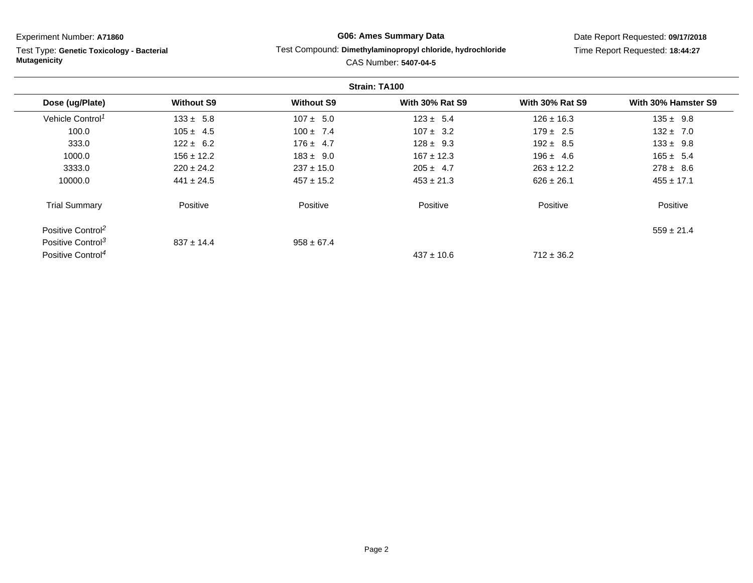Experiment Number: **A71860**

Test Type: **Genetic Toxicology - Bacterial Mutagenicity**

**G06: Ames Summary Data**

Test Compound: **Dimethylaminopropyl chloride, hydrochloride**

CAS Number: **5407-04-5**

Date Report Requested: **09/17/2018**

Time Report Requested: **18:44:27**

**Strain: TA100**

| Dose (ug/Plate) | Without S9 | Without S9 | With 30% Rat S9 | With 30% Rat S9 | With 30% Hamster S9 |
|---|---|---|---|---|---|
| Vehicle Control[1] | 133 ± 5.8 | 107 ± 5.0 | 123 ± 5.4 | 126 ± 16.3 | 135 ± 9.8 |
| 100.0 | 105 ± 4.5 | 100 ± 7.4 | 107 ± 3.2 | 179 ± 2.5 | 132 ± 7.0 |
| 333.0 | 122 ± 6.2 | 176 ± 4.7 | 128 ± 9.3 | 192 ± 8.5 | 133 ± 9.8 |
| 1000.0 | 156 ± 12.2 | 183 ± 9.0 | 167 ± 12.3 | 196 ± 4.6 | 165 ± 5.4 |
| 3333.0 | 220 ± 24.2 | 237 ± 15.0 | 205 ± 4.7 | 263 ± 12.2 | 278 ± 8.6 |
| 10000.0 | 441 ± 24.5 | 457 ± 15.2 | 453 ± 21.3 | 626 ± 26.1 | 455 ± 17.1 |
| Trial Summary | Positive | Positive | Positive | Positive | Positive |
| Positive Control[2] | | | | | 559 ± 21.4 |
| Positive Control[3] | 837 ± 14.4 | 958 ± 67.4 | | | |
| Positive Control[4] | | | 437 ± 10.6 | 712 ± 36.2 | |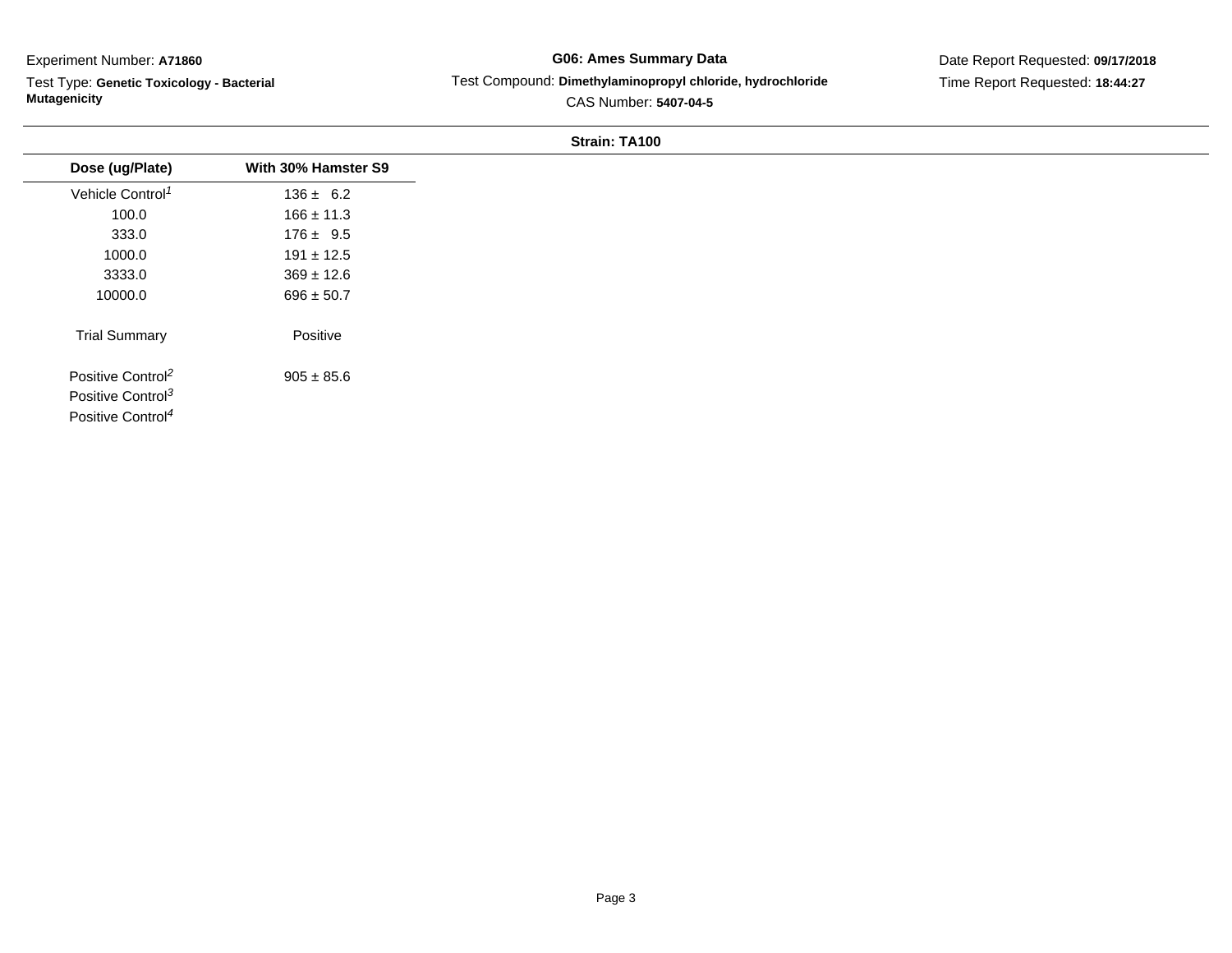Experiment Number: **A71860**

Test Type: **Genetic Toxicology - Bacterial Mutagenicity**

**G06: Ames Summary Data**

Test Compound: **Dimethylaminopropyl chloride, hydrochloride**

CAS Number: **5407-04-5**

Date Report Requested: **09/17/2018**

Time Report Requested: **18:44:27**

**Strain: TA100**

| Dose (ug/Plate) | With 30% Hamster S9 |
|---|---|
| Vehicle Control[1] | 136 ± 6.2 |
| 100.0 | 166 ± 11.3 |
| 333.0 | 176 ± 9.5 |
| 1000.0 | 191 ± 12.5 |
| 3333.0 | 369 ± 12.6 |
| 10000.0 | 696 ± 50.7 |
| Trial Summary | Positive |
| Positive Control[2] | 905 ± 85.6 |
| Positive Control[3] | |
| Positive Control[4] | |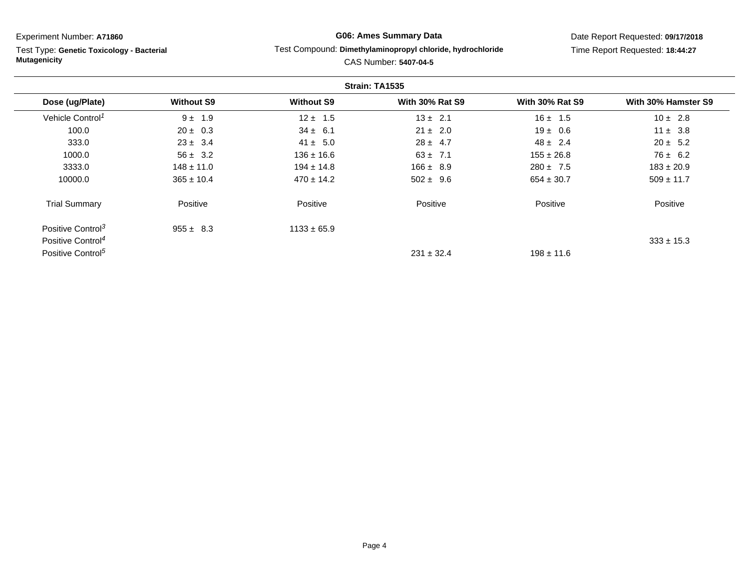Experiment Number: **A71860**

Test Type: **Genetic Toxicology - Bacterial Mutagenicity**

**G06: Ames Summary Data**

Test Compound: **Dimethylaminopropyl chloride, hydrochloride**

CAS Number: **5407-04-5**

Date Report Requested: **09/17/2018**

Time Report Requested: **18:44:27**

**Strain: TA1535**

| Dose (ug/Plate) | Without S9 | Without S9 | With 30% Rat S9 | With 30% Rat S9 | With 30% Hamster S9 |
|---|---|---|---|---|---|
| Vehicle Control[1] | 9 ± 1.9 | 12 ± 1.5 | 13 ± 2.1 | 16 ± 1.5 | 10 ± 2.8 |
| 100.0 | 20 ± 0.3 | 34 ± 6.1 | 21 ± 2.0 | 19 ± 0.6 | 11 ± 3.8 |
| 333.0 | 23 ± 3.4 | 41 ± 5.0 | 28 ± 4.7 | 48 ± 2.4 | 20 ± 5.2 |
| 1000.0 | 56 ± 3.2 | 136 ± 16.6 | 63 ± 7.1 | 155 ± 26.8 | 76 ± 6.2 |
| 3333.0 | 148 ± 11.0 | 194 ± 14.8 | 166 ± 8.9 | 280 ± 7.5 | 183 ± 20.9 |
| 10000.0 | 365 ± 10.4 | 470 ± 14.2 | 502 ± 9.6 | 654 ± 30.7 | 509 ± 11.7 |
| Trial Summary | Positive | Positive | Positive | Positive | Positive |
| Positive Control[3] | 955 ± 8.3 | 1133 ± 65.9 | | | |
| Positive Control[4] | | | | | 333 ± 15.3 |
| Positive Control[5] | | | 231 ± 32.4 | 198 ± 11.6 | |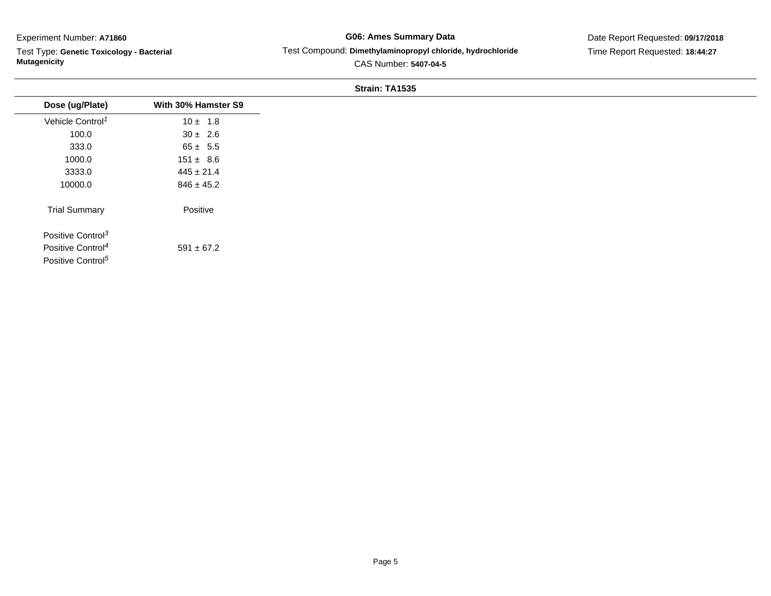Experiment Number: **A71860**

Test Type: **Genetic Toxicology - Bacterial Mutagenicity**

**G06: Ames Summary Data**

Test Compound: **Dimethylaminopropyl chloride, hydrochloride**

CAS Number: **5407-04-5**

Date Report Requested: **09/17/2018**

Time Report Requested: **18:44:27**

**Strain: TA1535**

| Dose (ug/Plate) | With 30% Hamster S9 |
|---|---|
| Vehicle Control[1] | 10 ± 1.8 |
| 100.0 | 30 ± 2.6 |
| 333.0 | 65 ± 5.5 |
| 1000.0 | 151 ± 8.6 |
| 3333.0 | 445 ± 21.4 |
| 10000.0 | 846 ± 45.2 |
| Trial Summary | Positive |
| Positive Control[3] | |
| Positive Control[4] | 591 ± 67.2 |
| Positive Control[5] | |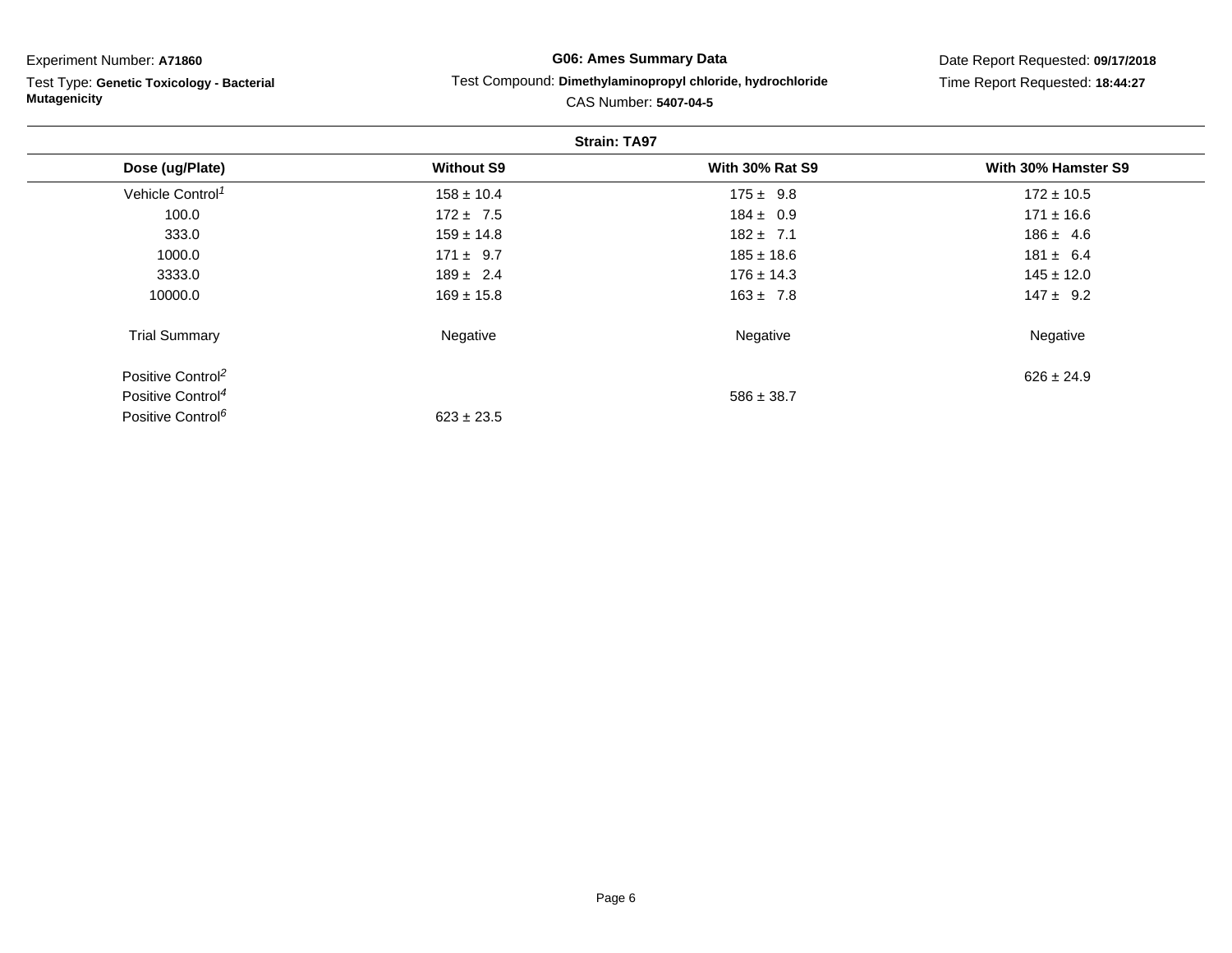Experiment Number: **A71860**

Test Type: **Genetic Toxicology - Bacterial Mutagenicity**

**G06: Ames Summary Data**

Test Compound: **Dimethylaminopropyl chloride, hydrochloride**

CAS Number: **5407-04-5**

Date Report Requested: **09/17/2018**

Time Report Requested: **18:44:27**

**Strain: TA97**

| Dose (ug/Plate) | Without S9 | With 30% Rat S9 | With 30% Hamster S9 |
|---|---|---|---|
| Vehicle Control[1] | 158 ± 10.4 | 175 ± 9.8 | 172 ± 10.5 |
| 100.0 | 172 ± 7.5 | 184 ± 0.9 | 171 ± 16.6 |
| 333.0 | 159 ± 14.8 | 182 ± 7.1 | 186 ± 4.6 |
| 1000.0 | 171 ± 9.7 | 185 ± 18.6 | 181 ± 6.4 |
| 3333.0 | 189 ± 2.4 | 176 ± 14.3 | 145 ± 12.0 |
| 10000.0 | 169 ± 15.8 | 163 ± 7.8 | 147 ± 9.2 |
| Trial Summary | Negative | Negative | Negative |
| Positive Control[2] | | | 626 ± 24.9 |
| Positive Control[4] | | 586 ± 38.7 | |
| Positive Control[6] | 623 ± 23.5 | | |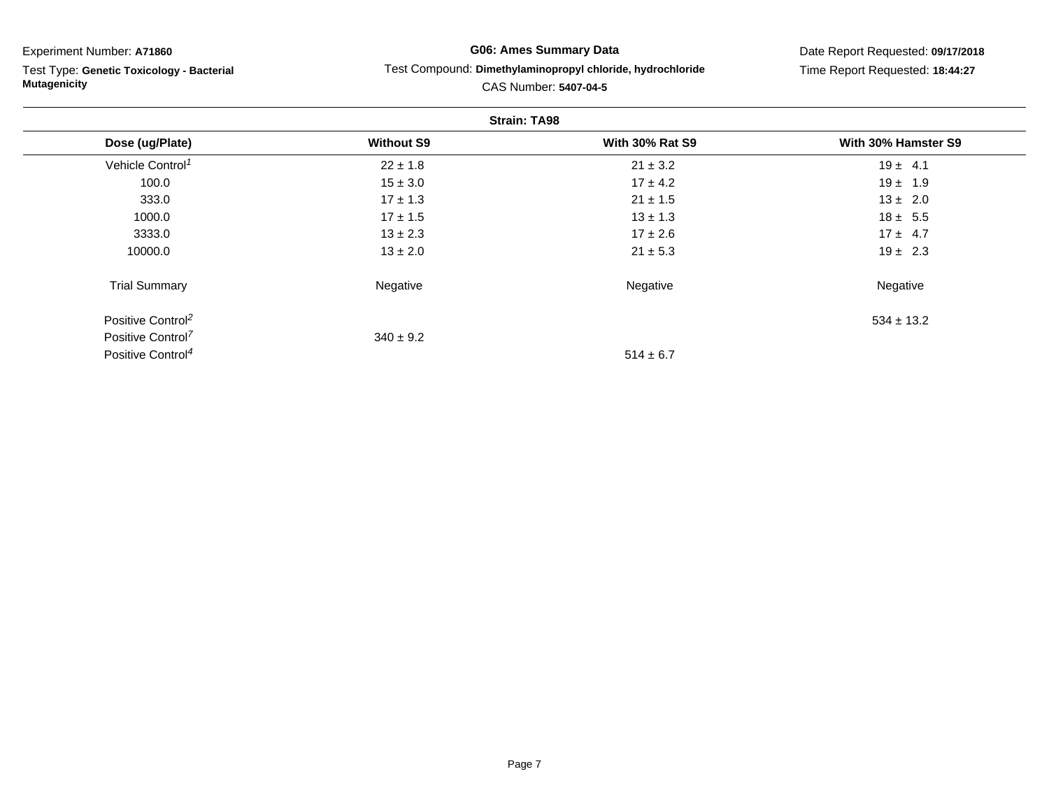Experiment Number: **A71860**

Test Type: **Genetic Toxicology - Bacterial Mutagenicity**

**G06: Ames Summary Data**

Test Compound: **Dimethylaminopropyl chloride, hydrochloride**

CAS Number: **5407-04-5**

Date Report Requested: **09/17/2018**

Time Report Requested: **18:44:27**

**Strain: TA98**

| Dose (ug/Plate) | Without S9 | With 30% Rat S9 | With 30% Hamster S9 |
|---|---|---|---|
| Vehicle Control[1] | 22 ± 1.8 | 21 ± 3.2 | 19 ± 4.1 |
| 100.0 | 15 ± 3.0 | 17 ± 4.2 | 19 ± 1.9 |
| 333.0 | 17 ± 1.3 | 21 ± 1.5 | 13 ± 2.0 |
| 1000.0 | 17 ± 1.5 | 13 ± 1.3 | 18 ± 5.5 |
| 3333.0 | 13 ± 2.3 | 17 ± 2.6 | 17 ± 4.7 |
| 10000.0 | 13 ± 2.0 | 21 ± 5.3 | 19 ± 2.3 |
| Trial Summary | Negative | Negative | Negative |
| Positive Control[2] | | | 534 ± 13.2 |
| Positive Control[7] | 340 ± 9.2 | | |
| Positive Control[4] | | 514 ± 6.7 | |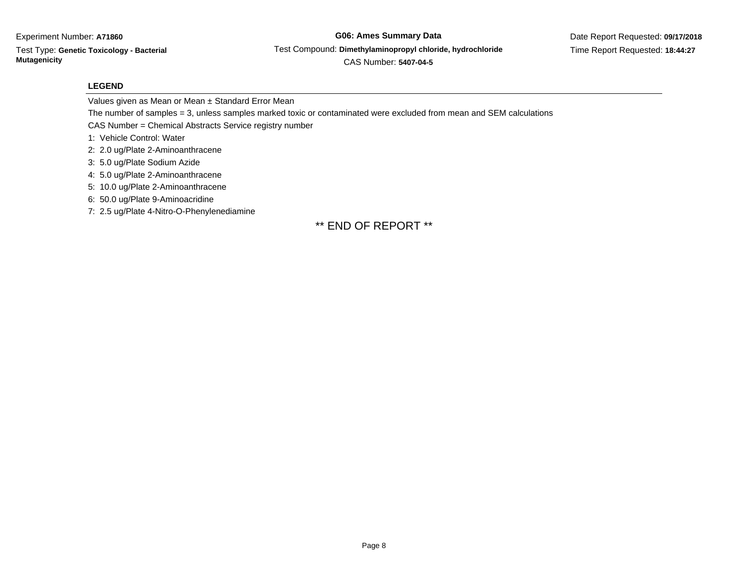Experiment Number: **A71860**

Test Type: **Genetic Toxicology - Bacterial Mutagenicity**

**G06: Ames Summary Data**

Test Compound: **Dimethylaminopropyl chloride, hydrochloride**

CAS Number: **5407-04-5**

Date Report Requested: **09/17/2018**

Time Report Requested: **18:44:27**

**LEGEND**

Values given as Mean or Mean ± Standard Error Mean

The number of samples = 3, unless samples marked toxic or contaminated were excluded from mean and SEM calculations

CAS Number = Chemical Abstracts Service registry number

1: Vehicle Control: Water

2: 2.0 ug/Plate 2-Aminoanthracene

3: 5.0 ug/Plate Sodium Azide

4: 5.0 ug/Plate 2-Aminoanthracene

5: 10.0 ug/Plate 2-Aminoanthracene

6: 50.0 ug/Plate 9-Aminoacridine

7: 2.5 ug/Plate 4-Nitro-O-Phenylenediamine

** END OF REPORT **